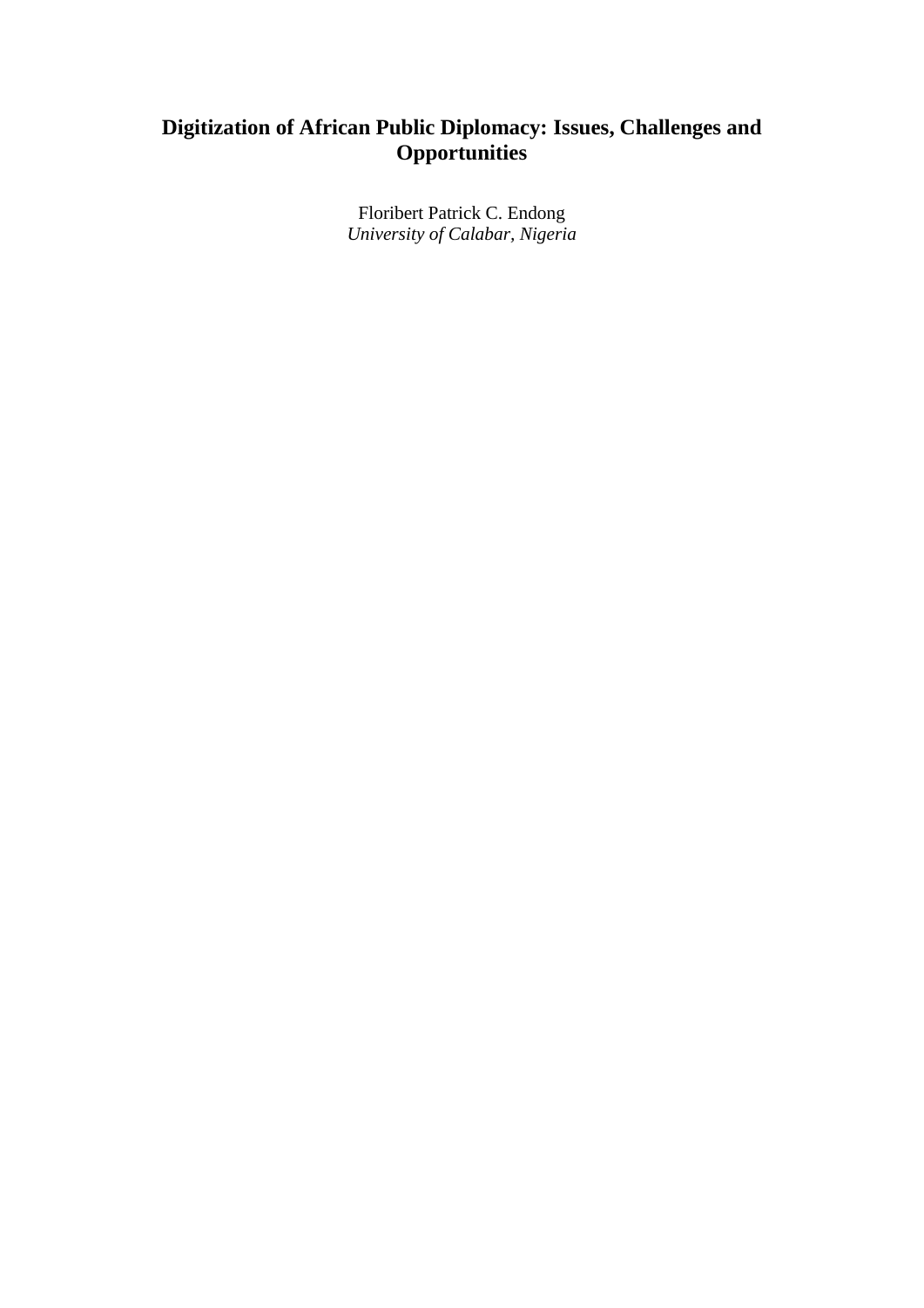# Digitization of African Public Diplomacy: Issues, Challenges and Opportunities

Floribert Patrick C. Endong
*University of Calabar, Nigeria*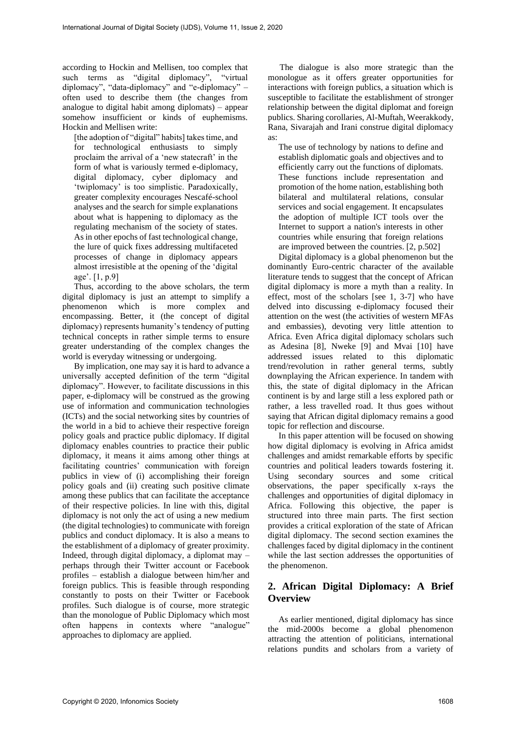according to Hockin and Mellisen, too complex that such terms as "digital diplomacy", "virtual diplomacy", "data-diplomacy" and "e-diplomacy" – often used to describe them (the changes from analogue to digital habit among diplomats) – appear somehow insufficient or kinds of euphemisms. Hockin and Mellisen write:

> [the adoption of "digital" habits] takes time, and for technological enthusiasts to simply proclaim the arrival of a 'new statecraft' in the form of what is variously termed e-diplomacy, digital diplomacy, cyber diplomacy and 'twiplomacy' is too simplistic. Paradoxically, greater complexity encourages Nescafé-school analyses and the search for simple explanations about what is happening to diplomacy as the regulating mechanism of the society of states. As in other epochs of fast technological change, the lure of quick fixes addressing multifaceted processes of change in diplomacy appears almost irresistible at the opening of the 'digital age'. [1, p.9]

Thus, according to the above scholars, the term digital diplomacy is just an attempt to simplify a phenomenon which is more complex and encompassing. Better, it (the concept of digital diplomacy) represents humanity's tendency of putting technical concepts in rather simple terms to ensure greater understanding of the complex changes the world is everyday witnessing or undergoing.

By implication, one may say it is hard to advance a universally accepted definition of the term "digital diplomacy". However, to facilitate discussions in this paper, e-diplomacy will be construed as the growing use of information and communication technologies (ICTs) and the social networking sites by countries of the world in a bid to achieve their respective foreign policy goals and practice public diplomacy. If digital diplomacy enables countries to practice their public diplomacy, it means it aims among other things at facilitating countries' communication with foreign publics in view of (i) accomplishing their foreign policy goals and (ii) creating such positive climate among these publics that can facilitate the acceptance of their respective policies. In line with this, digital diplomacy is not only the act of using a new medium (the digital technologies) to communicate with foreign publics and conduct diplomacy. It is also a means to the establishment of a diplomacy of greater proximity. Indeed, through digital diplomacy, a diplomat may – perhaps through their Twitter account or Facebook profiles – establish a dialogue between him/her and foreign publics. This is feasible through responding constantly to posts on their Twitter or Facebook profiles. Such dialogue is of course, more strategic than the monologue of Public Diplomacy which most often happens in contexts where "analogue" approaches to diplomacy are applied.

The dialogue is also more strategic than the monologue as it offers greater opportunities for interactions with foreign publics, a situation which is susceptible to facilitate the establishment of stronger relationship between the digital diplomat and foreign publics. Sharing corollaries, Al-Muftah, Weerakkody, Rana, Sivarajah and Irani construe digital diplomacy as:

> The use of technology by nations to define and establish diplomatic goals and objectives and to efficiently carry out the functions of diplomats. These functions include representation and promotion of the home nation, establishing both bilateral and multilateral relations, consular services and social engagement. It encapsulates the adoption of multiple ICT tools over the Internet to support a nation's interests in other countries while ensuring that foreign relations are improved between the countries. [2, p.502]

Digital diplomacy is a global phenomenon but the dominantly Euro-centric character of the available literature tends to suggest that the concept of African digital diplomacy is more a myth than a reality. In effect, most of the scholars [see 1, 3-7] who have delved into discussing e-diplomacy focused their attention on the west (the activities of western MFAs and embassies), devoting very little attention to Africa. Even Africa digital diplomacy scholars such as Adesina [8], Nweke [9] and Mvai [10] have addressed issues related to this diplomatic trend/revolution in rather general terms, subtly downplaying the African experience. In tandem with this, the state of digital diplomacy in the African continent is by and large still a less explored path or rather, a less travelled road. It thus goes without saying that African digital diplomacy remains a good topic for reflection and discourse.

In this paper attention will be focused on showing how digital diplomacy is evolving in Africa amidst challenges and amidst remarkable efforts by specific countries and political leaders towards fostering it. Using secondary sources and some critical observations, the paper specifically x-rays the challenges and opportunities of digital diplomacy in Africa. Following this objective, the paper is structured into three main parts. The first section provides a critical exploration of the state of African digital diplomacy. The second section examines the challenges faced by digital diplomacy in the continent while the last section addresses the opportunities of the phenomenon.

## 2. African Digital Diplomacy: A Brief Overview

As earlier mentioned, digital diplomacy has since the mid-2000s become a global phenomenon attracting the attention of politicians, international relations pundits and scholars from a variety of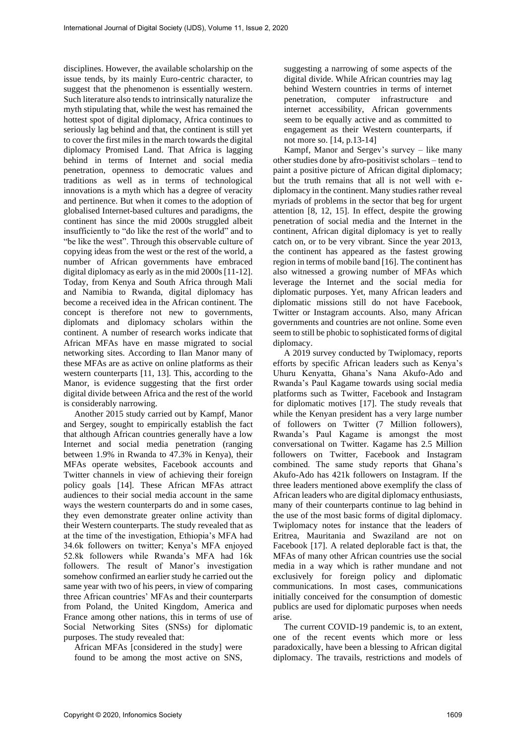disciplines. However, the available scholarship on the issue tends, by its mainly Euro-centric character, to suggest that the phenomenon is essentially western. Such literature also tends to intrinsically naturalize the myth stipulating that, while the west has remained the hottest spot of digital diplomacy, Africa continues to seriously lag behind and that, the continent is still yet to cover the first miles in the march towards the digital diplomacy Promised Land. That Africa is lagging behind in terms of Internet and social media penetration, openness to democratic values and traditions as well as in terms of technological innovations is a myth which has a degree of veracity and pertinence. But when it comes to the adoption of globalised Internet-based cultures and paradigms, the continent has since the mid 2000s struggled albeit insufficiently to "do like the rest of the world" and to "be like the west". Through this observable culture of copying ideas from the west or the rest of the world, a number of African governments have embraced digital diplomacy as early as in the mid 2000s [11-12]. Today, from Kenya and South Africa through Mali and Namibia to Rwanda, digital diplomacy has become a received idea in the African continent. The concept is therefore not new to governments, diplomats and diplomacy scholars within the continent. A number of research works indicate that African MFAs have en masse migrated to social networking sites. According to Ilan Manor many of these MFAs are as active on online platforms as their western counterparts [11, 13]. This, according to the Manor, is evidence suggesting that the first order digital divide between Africa and the rest of the world is considerably narrowing.

Another 2015 study carried out by Kampf, Manor and Sergey, sought to empirically establish the fact that although African countries generally have a low Internet and social media penetration (ranging between 1.9% in Rwanda to 47.3% in Kenya), their MFAs operate websites, Facebook accounts and Twitter channels in view of achieving their foreign policy goals [14]. These African MFAs attract audiences to their social media account in the same ways the western counterparts do and in some cases, they even demonstrate greater online activity than their Western counterparts. The study revealed that as at the time of the investigation, Ethiopia's MFA had 34.6k followers on twitter; Kenya's MFA enjoyed 52.8k followers while Rwanda's MFA had 16k followers. The result of Manor's investigation somehow confirmed an earlier study he carried out the same year with two of his peers, in view of comparing three African countries' MFAs and their counterparts from Poland, the United Kingdom, America and France among other nations, this in terms of use of Social Networking Sites (SNSs) for diplomatic purposes. The study revealed that:

> African MFAs [considered in the study] were found to be among the most active on SNS, suggesting a narrowing of some aspects of the digital divide. While African countries may lag behind Western countries in terms of internet penetration, computer infrastructure and internet accessibility, African governments seem to be equally active and as committed to engagement as their Western counterparts, if not more so. [14, p.13-14]

Kampf, Manor and Sergev's survey – like many other studies done by afro-positivist scholars – tend to paint a positive picture of African digital diplomacy; but the truth remains that all is not well with e-diplomacy in the continent. Many studies rather reveal myriads of problems in the sector that beg for urgent attention [8, 12, 15]. In effect, despite the growing penetration of social media and the Internet in the continent, African digital diplomacy is yet to really catch on, or to be very vibrant. Since the year 2013, the continent has appeared as the fastest growing region in terms of mobile band [16]. The continent has also witnessed a growing number of MFAs which leverage the Internet and the social media for diplomatic purposes. Yet, many African leaders and diplomatic missions still do not have Facebook, Twitter or Instagram accounts. Also, many African governments and countries are not online. Some even seem to still be phobic to sophisticated forms of digital diplomacy.

A 2019 survey conducted by Twiplomacy, reports efforts by specific African leaders such as Kenya's Uhuru Kenyatta, Ghana's Nana Akufo-Ado and Rwanda's Paul Kagame towards using social media platforms such as Twitter, Facebook and Instagram for diplomatic motives [17]. The study reveals that while the Kenyan president has a very large number of followers on Twitter (7 Million followers), Rwanda's Paul Kagame is amongst the most conversational on Twitter. Kagame has 2.5 Million followers on Twitter, Facebook and Instagram combined. The same study reports that Ghana's Akufo-Ado has 421k followers on Instagram. If the three leaders mentioned above exemplify the class of African leaders who are digital diplomacy enthusiasts, many of their counterparts continue to lag behind in the use of the most basic forms of digital diplomacy. Twiplomacy notes for instance that the leaders of Eritrea, Mauritania and Swaziland are not on Facebook [17]. A related deplorable fact is that, the MFAs of many other African countries use the social media in a way which is rather mundane and not exclusively for foreign policy and diplomatic communications. In most cases, communications initially conceived for the consumption of domestic publics are used for diplomatic purposes when needs arise.

The current COVID-19 pandemic is, to an extent, one of the recent events which more or less paradoxically, have been a blessing to African digital diplomacy. The travails, restrictions and models of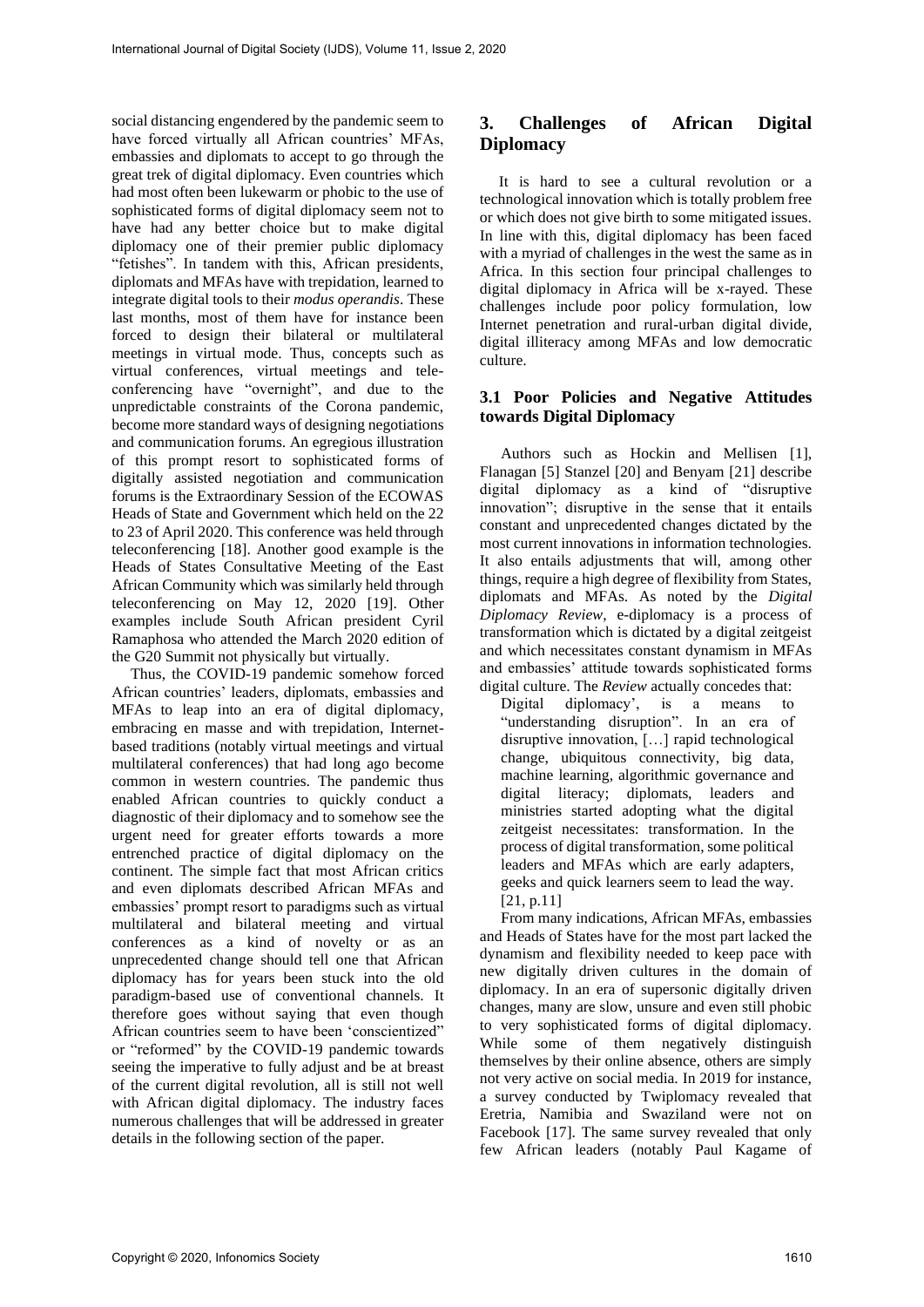social distancing engendered by the pandemic seem to have forced virtually all African countries' MFAs, embassies and diplomats to accept to go through the great trek of digital diplomacy. Even countries which had most often been lukewarm or phobic to the use of sophisticated forms of digital diplomacy seem not to have had any better choice but to make digital diplomacy one of their premier public diplomacy "fetishes". In tandem with this, African presidents, diplomats and MFAs have with trepidation, learned to integrate digital tools to their *modus operandis*. These last months, most of them have for instance been forced to design their bilateral or multilateral meetings in virtual mode. Thus, concepts such as virtual conferences, virtual meetings and tele-conferencing have "overnight", and due to the unpredictable constraints of the Corona pandemic, become more standard ways of designing negotiations and communication forums. An egregious illustration of this prompt resort to sophisticated forms of digitally assisted negotiation and communication forums is the Extraordinary Session of the ECOWAS Heads of State and Government which held on the 22 to 23 of April 2020. This conference was held through teleconferencing [18]. Another good example is the Heads of States Consultative Meeting of the East African Community which was similarly held through teleconferencing on May 12, 2020 [19]. Other examples include South African president Cyril Ramaphosa who attended the March 2020 edition of the G20 Summit not physically but virtually.

Thus, the COVID-19 pandemic somehow forced African countries' leaders, diplomats, embassies and MFAs to leap into an era of digital diplomacy, embracing en masse and with trepidation, Internet-based traditions (notably virtual meetings and virtual multilateral conferences) that had long ago become common in western countries. The pandemic thus enabled African countries to quickly conduct a diagnostic of their diplomacy and to somehow see the urgent need for greater efforts towards a more entrenched practice of digital diplomacy on the continent. The simple fact that most African critics and even diplomats described African MFAs and embassies' prompt resort to paradigms such as virtual multilateral and bilateral meeting and virtual conferences as a kind of novelty or as an unprecedented change should tell one that African diplomacy has for years been stuck into the old paradigm-based use of conventional channels. It therefore goes without saying that even though African countries seem to have been 'conscientized" or "reformed" by the COVID-19 pandemic towards seeing the imperative to fully adjust and be at breast of the current digital revolution, all is still not well with African digital diplomacy. The industry faces numerous challenges that will be addressed in greater details in the following section of the paper.

## 3. Challenges of African Digital Diplomacy

It is hard to see a cultural revolution or a technological innovation which is totally problem free or which does not give birth to some mitigated issues. In line with this, digital diplomacy has been faced with a myriad of challenges in the west the same as in Africa. In this section four principal challenges to digital diplomacy in Africa will be x-rayed. These challenges include poor policy formulation, low Internet penetration and rural-urban digital divide, digital illiteracy among MFAs and low democratic culture.

### 3.1 Poor Policies and Negative Attitudes towards Digital Diplomacy

Authors such as Hockin and Mellisen [1], Flanagan [5] Stanzel [20] and Benyam [21] describe digital diplomacy as a kind of "disruptive innovation"; disruptive in the sense that it entails constant and unprecedented changes dictated by the most current innovations in information technologies. It also entails adjustments that will, among other things, require a high degree of flexibility from States, diplomats and MFAs. As noted by the *Digital Diplomacy Review*, e-diplomacy is a process of transformation which is dictated by a digital zeitgeist and which necessitates constant dynamism in MFAs and embassies' attitude towards sophisticated forms digital culture. The *Review* actually concedes that:

> Digital diplomacy', is a means to "understanding disruption". In an era of disruptive innovation, […] rapid technological change, ubiquitous connectivity, big data, machine learning, algorithmic governance and digital literacy; diplomats, leaders and ministries started adopting what the digital zeitgeist necessitates: transformation. In the process of digital transformation, some political leaders and MFAs which are early adapters, geeks and quick learners seem to lead the way. [21, p.11]

From many indications, African MFAs, embassies and Heads of States have for the most part lacked the dynamism and flexibility needed to keep pace with new digitally driven cultures in the domain of diplomacy. In an era of supersonic digitally driven changes, many are slow, unsure and even still phobic to very sophisticated forms of digital diplomacy. While some of them negatively distinguish themselves by their online absence, others are simply not very active on social media. In 2019 for instance, a survey conducted by Twiplomacy revealed that Eretria, Namibia and Swaziland were not on Facebook [17]. The same survey revealed that only few African leaders (notably Paul Kagame of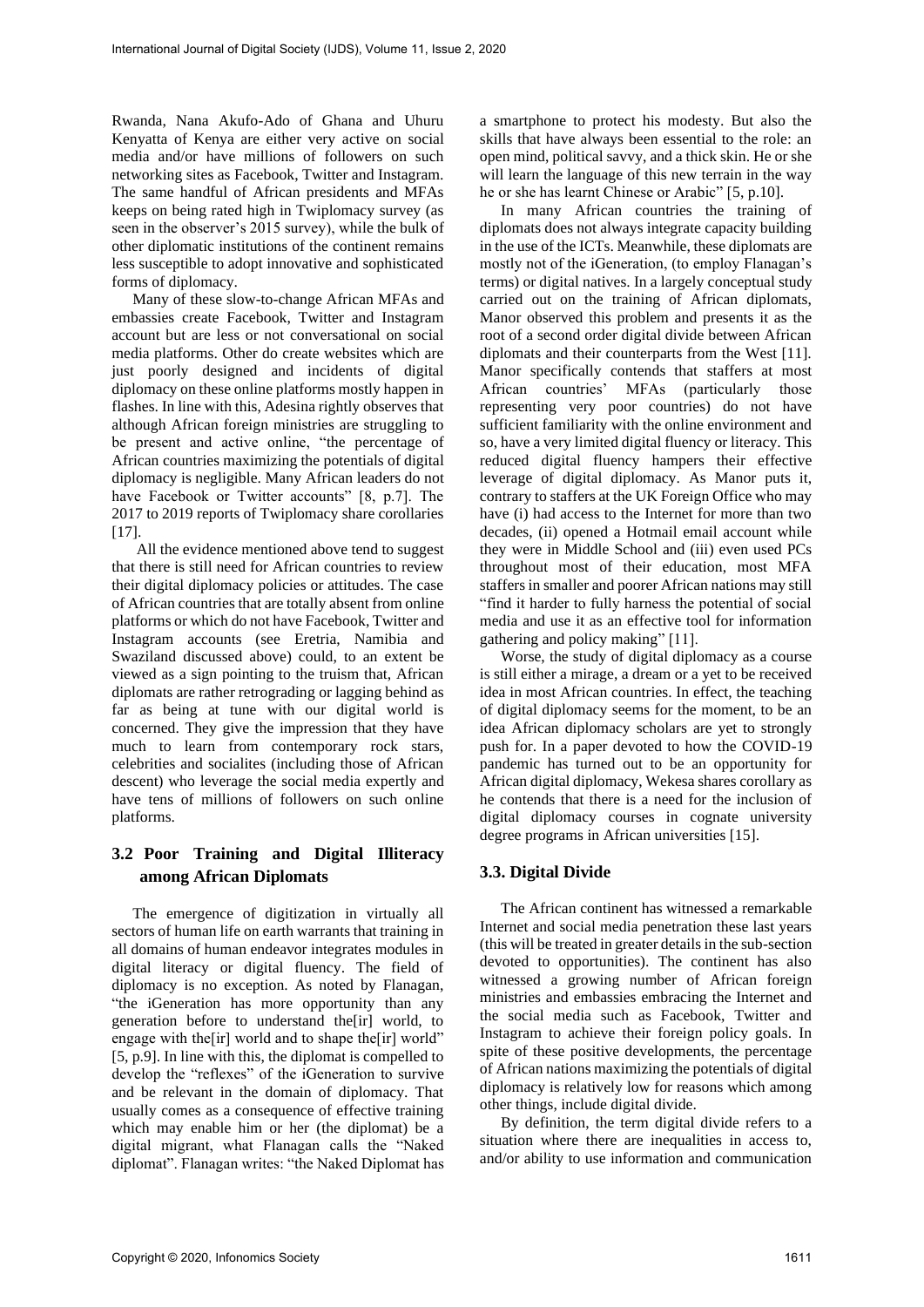Rwanda, Nana Akufo-Ado of Ghana and Uhuru Kenyatta of Kenya are either very active on social media and/or have millions of followers on such networking sites as Facebook, Twitter and Instagram. The same handful of African presidents and MFAs keeps on being rated high in Twiplomacy survey (as seen in the observer's 2015 survey), while the bulk of other diplomatic institutions of the continent remains less susceptible to adopt innovative and sophisticated forms of diplomacy.

Many of these slow-to-change African MFAs and embassies create Facebook, Twitter and Instagram account but are less or not conversational on social media platforms. Other do create websites which are just poorly designed and incidents of digital diplomacy on these online platforms mostly happen in flashes. In line with this, Adesina rightly observes that although African foreign ministries are struggling to be present and active online, "the percentage of African countries maximizing the potentials of digital diplomacy is negligible. Many African leaders do not have Facebook or Twitter accounts" [8, p.7]. The 2017 to 2019 reports of Twiplomacy share corollaries [17].

All the evidence mentioned above tend to suggest that there is still need for African countries to review their digital diplomacy policies or attitudes. The case of African countries that are totally absent from online platforms or which do not have Facebook, Twitter and Instagram accounts (see Eretria, Namibia and Swaziland discussed above) could, to an extent be viewed as a sign pointing to the truism that, African diplomats are rather retrograding or lagging behind as far as being at tune with our digital world is concerned. They give the impression that they have much to learn from contemporary rock stars, celebrities and socialites (including those of African descent) who leverage the social media expertly and have tens of millions of followers on such online platforms.

### 3.2 Poor Training and Digital Illiteracy among African Diplomats

The emergence of digitization in virtually all sectors of human life on earth warrants that training in all domains of human endeavor integrates modules in digital literacy or digital fluency. The field of diplomacy is no exception. As noted by Flanagan, "the iGeneration has more opportunity than any generation before to understand the[ir] world, to engage with the[ir] world and to shape the[ir] world" [5, p.9]. In line with this, the diplomat is compelled to develop the "reflexes" of the iGeneration to survive and be relevant in the domain of diplomacy. That usually comes as a consequence of effective training which may enable him or her (the diplomat) be a digital migrant, what Flanagan calls the "Naked diplomat". Flanagan writes: "the Naked Diplomat has a smartphone to protect his modesty. But also the skills that have always been essential to the role: an open mind, political savvy, and a thick skin. He or she will learn the language of this new terrain in the way he or she has learnt Chinese or Arabic" [5, p.10].

In many African countries the training of diplomats does not always integrate capacity building in the use of the ICTs. Meanwhile, these diplomats are mostly not of the iGeneration, (to employ Flanagan's terms) or digital natives. In a largely conceptual study carried out on the training of African diplomats, Manor observed this problem and presents it as the root of a second order digital divide between African diplomats and their counterparts from the West [11]. Manor specifically contends that staffers at most African countries' MFAs (particularly those representing very poor countries) do not have sufficient familiarity with the online environment and so, have a very limited digital fluency or literacy. This reduced digital fluency hampers their effective leverage of digital diplomacy. As Manor puts it, contrary to staffers at the UK Foreign Office who may have (i) had access to the Internet for more than two decades, (ii) opened a Hotmail email account while they were in Middle School and (iii) even used PCs throughout most of their education, most MFA staffers in smaller and poorer African nations may still "find it harder to fully harness the potential of social media and use it as an effective tool for information gathering and policy making" [11].

Worse, the study of digital diplomacy as a course is still either a mirage, a dream or a yet to be received idea in most African countries. In effect, the teaching of digital diplomacy seems for the moment, to be an idea African diplomacy scholars are yet to strongly push for. In a paper devoted to how the COVID-19 pandemic has turned out to be an opportunity for African digital diplomacy, Wekesa shares corollary as he contends that there is a need for the inclusion of digital diplomacy courses in cognate university degree programs in African universities [15].

### 3.3. Digital Divide

The African continent has witnessed a remarkable Internet and social media penetration these last years (this will be treated in greater details in the sub-section devoted to opportunities). The continent has also witnessed a growing number of African foreign ministries and embassies embracing the Internet and the social media such as Facebook, Twitter and Instagram to achieve their foreign policy goals. In spite of these positive developments, the percentage of African nations maximizing the potentials of digital diplomacy is relatively low for reasons which among other things, include digital divide.

By definition, the term digital divide refers to a situation where there are inequalities in access to, and/or ability to use information and communication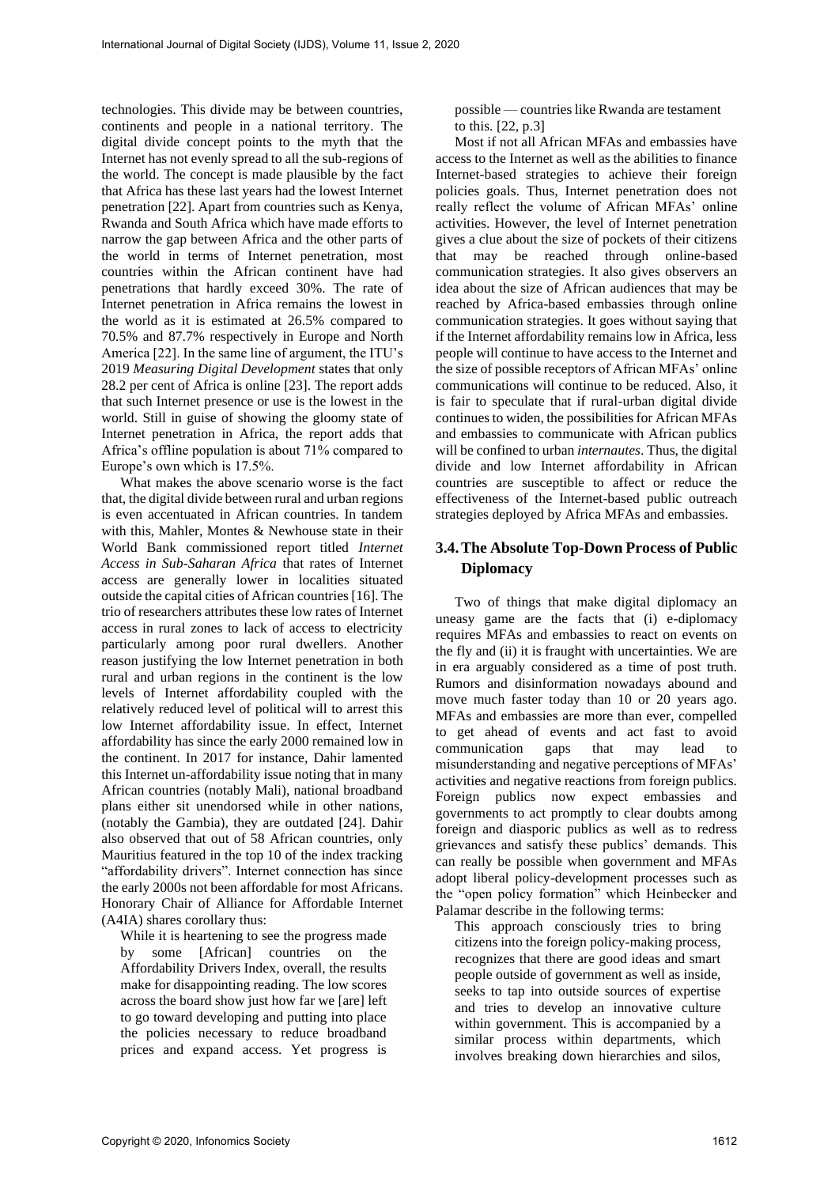technologies. This divide may be between countries, continents and people in a national territory. The digital divide concept points to the myth that the Internet has not evenly spread to all the sub-regions of the world. The concept is made plausible by the fact that Africa has these last years had the lowest Internet penetration [22]. Apart from countries such as Kenya, Rwanda and South Africa which have made efforts to narrow the gap between Africa and the other parts of the world in terms of Internet penetration, most countries within the African continent have had penetrations that hardly exceed 30%. The rate of Internet penetration in Africa remains the lowest in the world as it is estimated at 26.5% compared to 70.5% and 87.7% respectively in Europe and North America [22]. In the same line of argument, the ITU's 2019 *Measuring Digital Development* states that only 28.2 per cent of Africa is online [23]. The report adds that such Internet presence or use is the lowest in the world. Still in guise of showing the gloomy state of Internet penetration in Africa, the report adds that Africa's offline population is about 71% compared to Europe's own which is 17.5%.

What makes the above scenario worse is the fact that, the digital divide between rural and urban regions is even accentuated in African countries. In tandem with this, Mahler, Montes & Newhouse state in their World Bank commissioned report titled *Internet Access in Sub-Saharan Africa* that rates of Internet access are generally lower in localities situated outside the capital cities of African countries [16]. The trio of researchers attributes these low rates of Internet access in rural zones to lack of access to electricity particularly among poor rural dwellers. Another reason justifying the low Internet penetration in both rural and urban regions in the continent is the low levels of Internet affordability coupled with the relatively reduced level of political will to arrest this low Internet affordability issue. In effect, Internet affordability has since the early 2000 remained low in the continent. In 2017 for instance, Dahir lamented this Internet un-affordability issue noting that in many African countries (notably Mali), national broadband plans either sit unendorsed while in other nations, (notably the Gambia), they are outdated [24]. Dahir also observed that out of 58 African countries, only Mauritius featured in the top 10 of the index tracking "affordability drivers". Internet connection has since the early 2000s not been affordable for most Africans. Honorary Chair of Alliance for Affordable Internet (A4IA) shares corollary thus:

> While it is heartening to see the progress made by some [African] countries on the Affordability Drivers Index, overall, the results make for disappointing reading. The low scores across the board show just how far we [are] left to go toward developing and putting into place the policies necessary to reduce broadband prices and expand access. Yet progress is possible — countries like Rwanda are testament to this. [22, p.3]

Most if not all African MFAs and embassies have access to the Internet as well as the abilities to finance Internet-based strategies to achieve their foreign policies goals. Thus, Internet penetration does not really reflect the volume of African MFAs' online activities. However, the level of Internet penetration gives a clue about the size of pockets of their citizens that may be reached through online-based communication strategies. It also gives observers an idea about the size of African audiences that may be reached by Africa-based embassies through online communication strategies. It goes without saying that if the Internet affordability remains low in Africa, less people will continue to have access to the Internet and the size of possible receptors of African MFAs' online communications will continue to be reduced. Also, it is fair to speculate that if rural-urban digital divide continues to widen, the possibilities for African MFAs and embassies to communicate with African publics will be confined to urban *internautes*. Thus, the digital divide and low Internet affordability in African countries are susceptible to affect or reduce the effectiveness of the Internet-based public outreach strategies deployed by Africa MFAs and embassies.

### 3.4. The Absolute Top-Down Process of Public Diplomacy

Two of things that make digital diplomacy an uneasy game are the facts that (i) e-diplomacy requires MFAs and embassies to react on events on the fly and (ii) it is fraught with uncertainties. We are in era arguably considered as a time of post truth. Rumors and disinformation nowadays abound and move much faster today than 10 or 20 years ago. MFAs and embassies are more than ever, compelled to get ahead of events and act fast to avoid communication gaps that may lead to misunderstanding and negative perceptions of MFAs' activities and negative reactions from foreign publics. Foreign publics now expect embassies and governments to act promptly to clear doubts among foreign and diasporic publics as well as to redress grievances and satisfy these publics' demands. This can really be possible when government and MFAs adopt liberal policy-development processes such as the "open policy formation" which Heinbecker and Palamar describe in the following terms:

> This approach consciously tries to bring citizens into the foreign policy-making process, recognizes that there are good ideas and smart people outside of government as well as inside, seeks to tap into outside sources of expertise and tries to develop an innovative culture within government. This is accompanied by a similar process within departments, which involves breaking down hierarchies and silos,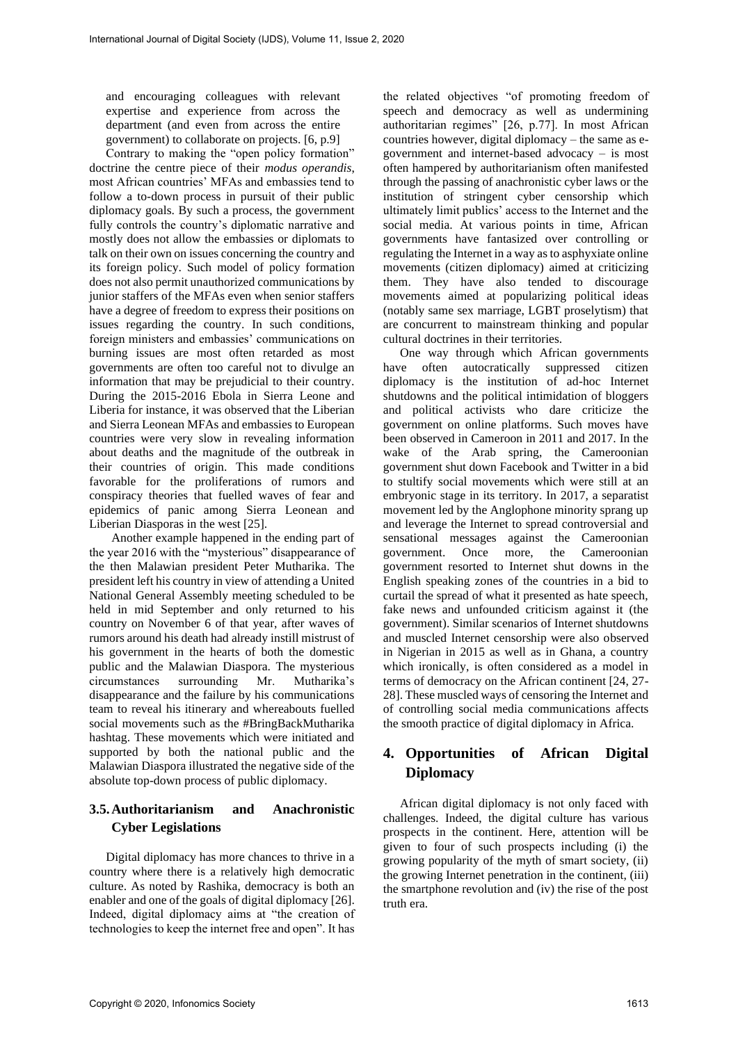> and encouraging colleagues with relevant expertise and experience from across the department (and even from across the entire government) to collaborate on projects. [6, p.9]

Contrary to making the "open policy formation" doctrine the centre piece of their *modus operandis*, most African countries' MFAs and embassies tend to follow a to-down process in pursuit of their public diplomacy goals. By such a process, the government fully controls the country's diplomatic narrative and mostly does not allow the embassies or diplomats to talk on their own on issues concerning the country and its foreign policy. Such model of policy formation does not also permit unauthorized communications by junior staffers of the MFAs even when senior staffers have a degree of freedom to express their positions on issues regarding the country. In such conditions, foreign ministers and embassies' communications on burning issues are most often retarded as most governments are often too careful not to divulge an information that may be prejudicial to their country. During the 2015-2016 Ebola in Sierra Leone and Liberia for instance, it was observed that the Liberian and Sierra Leonean MFAs and embassies to European countries were very slow in revealing information about deaths and the magnitude of the outbreak in their countries of origin. This made conditions favorable for the proliferations of rumors and conspiracy theories that fuelled waves of fear and epidemics of panic among Sierra Leonean and Liberian Diasporas in the west [25].

Another example happened in the ending part of the year 2016 with the "mysterious" disappearance of the then Malawian president Peter Mutharika. The president left his country in view of attending a United National General Assembly meeting scheduled to be held in mid September and only returned to his country on November 6 of that year, after waves of rumors around his death had already instill mistrust of his government in the hearts of both the domestic public and the Malawian Diaspora. The mysterious circumstances surrounding Mr. Mutharika's disappearance and the failure by his communications team to reveal his itinerary and whereabouts fuelled social movements such as the #BringBackMutharika hashtag. These movements which were initiated and supported by both the national public and the Malawian Diaspora illustrated the negative side of the absolute top-down process of public diplomacy.

### 3.5. Authoritarianism and Anachronistic Cyber Legislations

Digital diplomacy has more chances to thrive in a country where there is a relatively high democratic culture. As noted by Rashika, democracy is both an enabler and one of the goals of digital diplomacy [26]. Indeed, digital diplomacy aims at "the creation of technologies to keep the internet free and open". It has the related objectives "of promoting freedom of speech and democracy as well as undermining authoritarian regimes" [26, p.77]. In most African countries however, digital diplomacy – the same as e-government and internet-based advocacy – is most often hampered by authoritarianism often manifested through the passing of anachronistic cyber laws or the institution of stringent cyber censorship which ultimately limit publics' access to the Internet and the social media. At various points in time, African governments have fantasized over controlling or regulating the Internet in a way as to asphyxiate online movements (citizen diplomacy) aimed at criticizing them. They have also tended to discourage movements aimed at popularizing political ideas (notably same sex marriage, LGBT proselytism) that are concurrent to mainstream thinking and popular cultural doctrines in their territories.

One way through which African governments have often autocratically suppressed citizen diplomacy is the institution of ad-hoc Internet shutdowns and the political intimidation of bloggers and political activists who dare criticize the government on online platforms. Such moves have been observed in Cameroon in 2011 and 2017. In the wake of the Arab spring, the Cameroonian government shut down Facebook and Twitter in a bid to stultify social movements which were still at an embryonic stage in its territory. In 2017, a separatist movement led by the Anglophone minority sprang up and leverage the Internet to spread controversial and sensational messages against the Cameroonian government. Once more, the Cameroonian government resorted to Internet shut downs in the English speaking zones of the countries in a bid to curtail the spread of what it presented as hate speech, fake news and unfounded criticism against it (the government). Similar scenarios of Internet shutdowns and muscled Internet censorship were also observed in Nigerian in 2015 as well as in Ghana, a country which ironically, is often considered as a model in terms of democracy on the African continent [24, 27-28]. These muscled ways of censoring the Internet and of controlling social media communications affects the smooth practice of digital diplomacy in Africa.

## 4. Opportunities of African Digital Diplomacy

African digital diplomacy is not only faced with challenges. Indeed, the digital culture has various prospects in the continent. Here, attention will be given to four of such prospects including (i) the growing popularity of the myth of smart society, (ii) the growing Internet penetration in the continent, (iii) the smartphone revolution and (iv) the rise of the post truth era.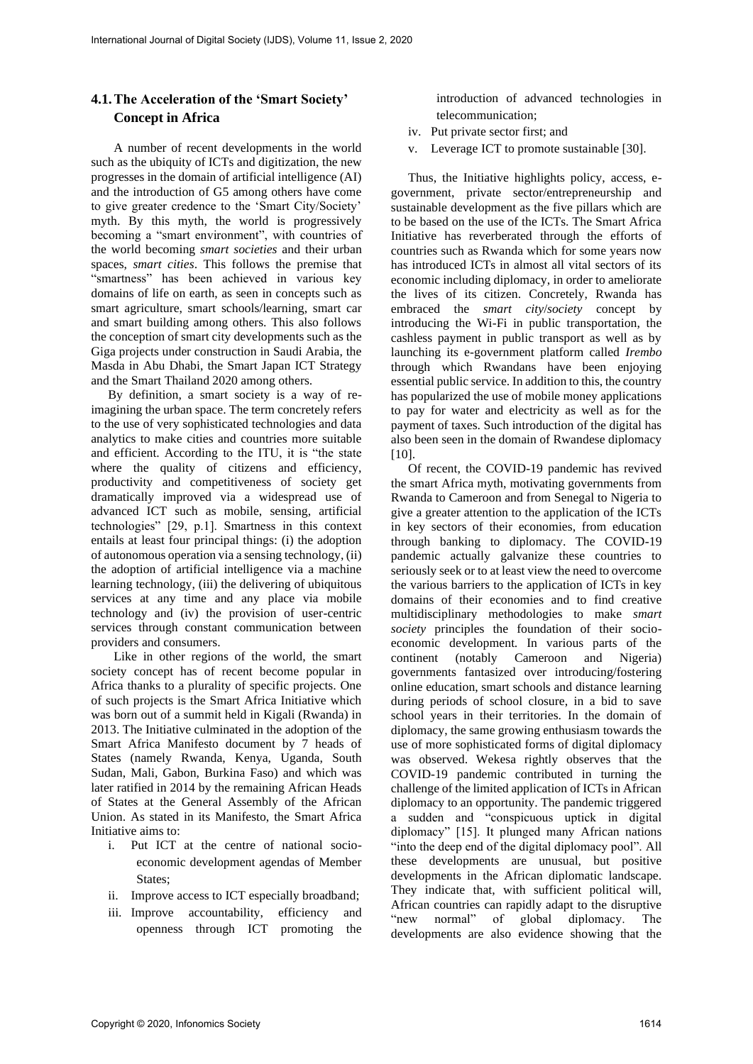## 4.1. The Acceleration of the 'Smart Society' Concept in Africa

A number of recent developments in the world such as the ubiquity of ICTs and digitization, the new progresses in the domain of artificial intelligence (AI) and the introduction of G5 among others have come to give greater credence to the 'Smart City/Society' myth. By this myth, the world is progressively becoming a "smart environment", with countries of the world becoming *smart societies* and their urban spaces, *smart cities*. This follows the premise that "smartness" has been achieved in various key domains of life on earth, as seen in concepts such as smart agriculture, smart schools/learning, smart car and smart building among others. This also follows the conception of smart city developments such as the Giga projects under construction in Saudi Arabia, the Masda in Abu Dhabi, the Smart Japan ICT Strategy and the Smart Thailand 2020 among others.

By definition, a smart society is a way of re-imagining the urban space. The term concretely refers to the use of very sophisticated technologies and data analytics to make cities and countries more suitable and efficient. According to the ITU, it is "the state where the quality of citizens and efficiency, productivity and competitiveness of society get dramatically improved via a widespread use of advanced ICT such as mobile, sensing, artificial technologies" [29, p.1]. Smartness in this context entails at least four principal things: (i) the adoption of autonomous operation via a sensing technology, (ii) the adoption of artificial intelligence via a machine learning technology, (iii) the delivering of ubiquitous services at any time and any place via mobile technology and (iv) the provision of user-centric services through constant communication between providers and consumers.

Like in other regions of the world, the smart society concept has of recent become popular in Africa thanks to a plurality of specific projects. One of such projects is the Smart Africa Initiative which was born out of a summit held in Kigali (Rwanda) in 2013. The Initiative culminated in the adoption of the Smart Africa Manifesto document by 7 heads of States (namely Rwanda, Kenya, Uganda, South Sudan, Mali, Gabon, Burkina Faso) and which was later ratified in 2014 by the remaining African Heads of States at the General Assembly of the African Union. As stated in its Manifesto, the Smart Africa Initiative aims to:

i. Put ICT at the centre of national socio-economic development agendas of Member States;
ii. Improve access to ICT especially broadband;
iii. Improve accountability, efficiency and openness through ICT promoting the introduction of advanced technologies in telecommunication;
iv. Put private sector first; and
v. Leverage ICT to promote sustainable [30].

Thus, the Initiative highlights policy, access, e-government, private sector/entrepreneurship and sustainable development as the five pillars which are to be based on the use of the ICTs. The Smart Africa Initiative has reverberated through the efforts of countries such as Rwanda which for some years now has introduced ICTs in almost all vital sectors of its economic including diplomacy, in order to ameliorate the lives of its citizen. Concretely, Rwanda has embraced the *smart city/society* concept by introducing the Wi-Fi in public transportation, the cashless payment in public transport as well as by launching its e-government platform called *Irembo* through which Rwandans have been enjoying essential public service. In addition to this, the country has popularized the use of mobile money applications to pay for water and electricity as well as for the payment of taxes. Such introduction of the digital has also been seen in the domain of Rwandese diplomacy [10].

Of recent, the COVID-19 pandemic has revived the smart Africa myth, motivating governments from Rwanda to Cameroon and from Senegal to Nigeria to give a greater attention to the application of the ICTs in key sectors of their economies, from education through banking to diplomacy. The COVID-19 pandemic actually galvanize these countries to seriously seek or to at least view the need to overcome the various barriers to the application of ICTs in key domains of their economies and to find creative multidisciplinary methodologies to make *smart society* principles the foundation of their socio-economic development. In various parts of the continent (notably Cameroon and Nigeria) governments fantasized over introducing/fostering online education, smart schools and distance learning during periods of school closure, in a bid to save school years in their territories. In the domain of diplomacy, the same growing enthusiasm towards the use of more sophisticated forms of digital diplomacy was observed. Wekesa rightly observes that the COVID-19 pandemic contributed in turning the challenge of the limited application of ICTs in African diplomacy to an opportunity. The pandemic triggered a sudden and "conspicuous uptick in digital diplomacy" [15]. It plunged many African nations "into the deep end of the digital diplomacy pool". All these developments are unusual, but positive developments in the African diplomatic landscape. They indicate that, with sufficient political will, African countries can rapidly adapt to the disruptive "new normal" of global diplomacy. The developments are also evidence showing that the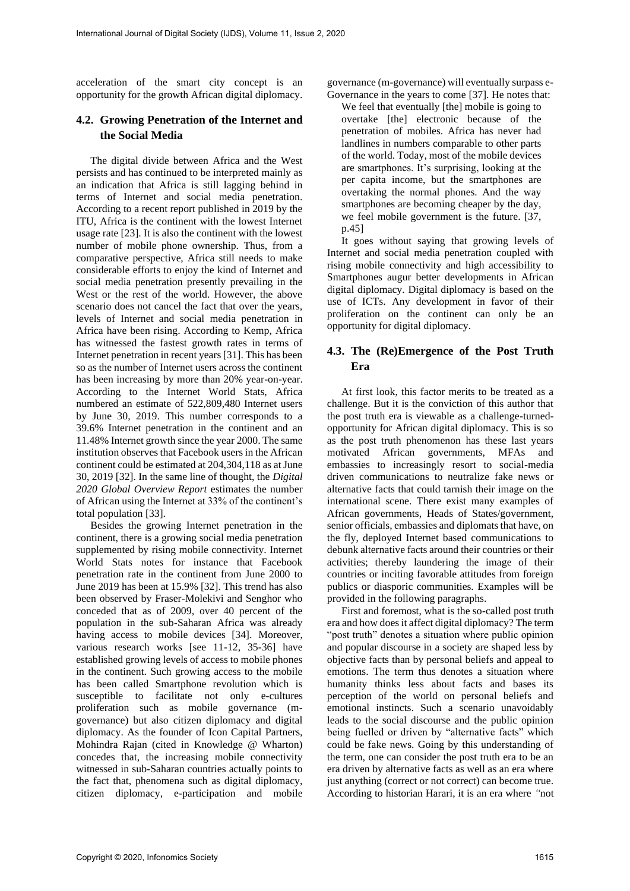acceleration of the smart city concept is an opportunity for the growth African digital diplomacy.

## 4.2. Growing Penetration of the Internet and the Social Media

The digital divide between Africa and the West persists and has continued to be interpreted mainly as an indication that Africa is still lagging behind in terms of Internet and social media penetration. According to a recent report published in 2019 by the ITU, Africa is the continent with the lowest Internet usage rate [23]. It is also the continent with the lowest number of mobile phone ownership. Thus, from a comparative perspective, Africa still needs to make considerable efforts to enjoy the kind of Internet and social media penetration presently prevailing in the West or the rest of the world. However, the above scenario does not cancel the fact that over the years, levels of Internet and social media penetration in Africa have been rising. According to Kemp, Africa has witnessed the fastest growth rates in terms of Internet penetration in recent years [31]. This has been so as the number of Internet users across the continent has been increasing by more than 20% year-on-year. According to the Internet World Stats, Africa numbered an estimate of 522,809,480 Internet users by June 30, 2019. This number corresponds to a 39.6% Internet penetration in the continent and an 11.48% Internet growth since the year 2000. The same institution observes that Facebook users in the African continent could be estimated at 204,304,118 as at June 30, 2019 [32]. In the same line of thought, the *Digital 2020 Global Overview Report* estimates the number of African using the Internet at 33% of the continent's total population [33].

Besides the growing Internet penetration in the continent, there is a growing social media penetration supplemented by rising mobile connectivity. Internet World Stats notes for instance that Facebook penetration rate in the continent from June 2000 to June 2019 has been at 15.9% [32]. This trend has also been observed by Fraser-Molekivi and Senghor who conceded that as of 2009, over 40 percent of the population in the sub-Saharan Africa was already having access to mobile devices [34]. Moreover, various research works [see 11-12, 35-36] have established growing levels of access to mobile phones in the continent. Such growing access to the mobile has been called Smartphone revolution which is susceptible to facilitate not only e-cultures proliferation such as mobile governance (m-governance) but also citizen diplomacy and digital diplomacy. As the founder of Icon Capital Partners, Mohindra Rajan (cited in Knowledge @ Wharton) concedes that, the increasing mobile connectivity witnessed in sub-Saharan countries actually points to the fact that, phenomena such as digital diplomacy, citizen diplomacy, e-participation and mobile governance (m-governance) will eventually surpass e-Governance in the years to come [37]. He notes that:

> We feel that eventually [the] mobile is going to overtake [the] electronic because of the penetration of mobiles. Africa has never had landlines in numbers comparable to other parts of the world. Today, most of the mobile devices are smartphones. It's surprising, looking at the per capita income, but the smartphones are overtaking the normal phones. And the way smartphones are becoming cheaper by the day, we feel mobile government is the future. [37, p.45]

It goes without saying that growing levels of Internet and social media penetration coupled with rising mobile connectivity and high accessibility to Smartphones augur better developments in African digital diplomacy. Digital diplomacy is based on the use of ICTs. Any development in favor of their proliferation on the continent can only be an opportunity for digital diplomacy.

## 4.3. The (Re)Emergence of the Post Truth Era

At first look, this factor merits to be treated as a challenge. But it is the conviction of this author that the post truth era is viewable as a challenge-turned-opportunity for African digital diplomacy. This is so as the post truth phenomenon has these last years motivated African governments, MFAs and embassies to increasingly resort to social-media driven communications to neutralize fake news or alternative facts that could tarnish their image on the international scene. There exist many examples of African governments, Heads of States/government, senior officials, embassies and diplomats that have, on the fly, deployed Internet based communications to debunk alternative facts around their countries or their activities; thereby laundering the image of their countries or inciting favorable attitudes from foreign publics or diasporic communities. Examples will be provided in the following paragraphs.

First and foremost, what is the so-called post truth era and how does it affect digital diplomacy? The term "post truth" denotes a situation where public opinion and popular discourse in a society are shaped less by objective facts than by personal beliefs and appeal to emotions. The term thus denotes a situation where humanity thinks less about facts and bases its perception of the world on personal beliefs and emotional instincts. Such a scenario unavoidably leads to the social discourse and the public opinion being fuelled or driven by "alternative facts" which could be fake news. Going by this understanding of the term, one can consider the post truth era to be an era driven by alternative facts as well as an era where just anything (correct or not correct) can become true. According to historian Harari, it is an era where "not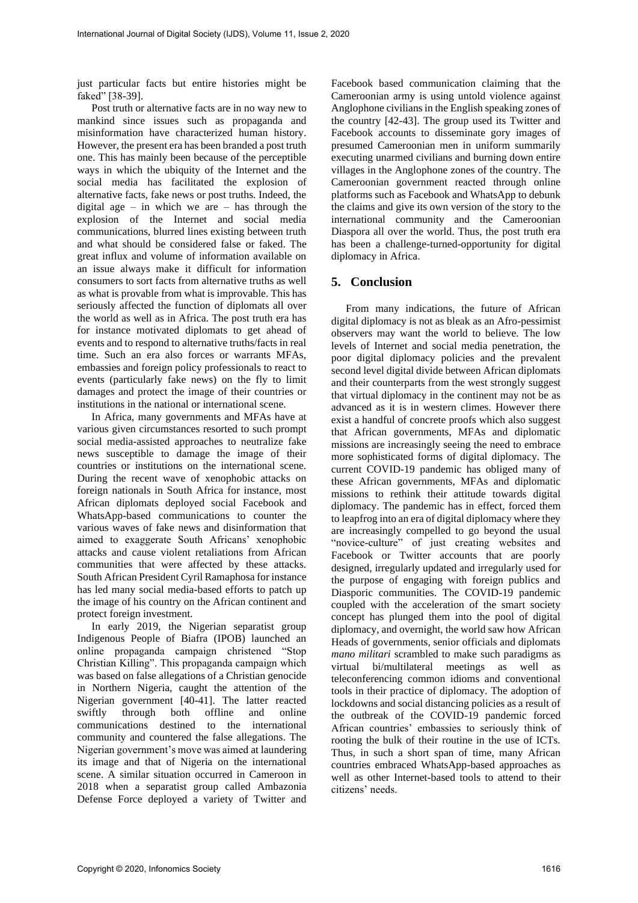just particular facts but entire histories might be faked" [38-39].

Post truth or alternative facts are in no way new to mankind since issues such as propaganda and misinformation have characterized human history. However, the present era has been branded a post truth one. This has mainly been because of the perceptible ways in which the ubiquity of the Internet and the social media has facilitated the explosion of alternative facts, fake news or post truths. Indeed, the digital age – in which we are – has through the explosion of the Internet and social media communications, blurred lines existing between truth and what should be considered false or faked. The great influx and volume of information available on an issue always make it difficult for information consumers to sort facts from alternative truths as well as what is provable from what is improvable. This has seriously affected the function of diplomats all over the world as well as in Africa. The post truth era has for instance motivated diplomats to get ahead of events and to respond to alternative truths/facts in real time. Such an era also forces or warrants MFAs, embassies and foreign policy professionals to react to events (particularly fake news) on the fly to limit damages and protect the image of their countries or institutions in the national or international scene.

In Africa, many governments and MFAs have at various given circumstances resorted to such prompt social media-assisted approaches to neutralize fake news susceptible to damage the image of their countries or institutions on the international scene. During the recent wave of xenophobic attacks on foreign nationals in South Africa for instance, most African diplomats deployed social Facebook and WhatsApp-based communications to counter the various waves of fake news and disinformation that aimed to exaggerate South Africans' xenophobic attacks and cause violent retaliations from African communities that were affected by these attacks. South African President Cyril Ramaphosa for instance has led many social media-based efforts to patch up the image of his country on the African continent and protect foreign investment.

In early 2019, the Nigerian separatist group Indigenous People of Biafra (IPOB) launched an online propaganda campaign christened "Stop Christian Killing". This propaganda campaign which was based on false allegations of a Christian genocide in Northern Nigeria, caught the attention of the Nigerian government [40-41]. The latter reacted swiftly through both offline and online communications destined to the international community and countered the false allegations. The Nigerian government's move was aimed at laundering its image and that of Nigeria on the international scene. A similar situation occurred in Cameroon in 2018 when a separatist group called Ambazonia Defense Force deployed a variety of Twitter and Facebook based communication claiming that the Cameroonian army is using untold violence against Anglophone civilians in the English speaking zones of the country [42-43]. The group used its Twitter and Facebook accounts to disseminate gory images of presumed Cameroonian men in uniform summarily executing unarmed civilians and burning down entire villages in the Anglophone zones of the country. The Cameroonian government reacted through online platforms such as Facebook and WhatsApp to debunk the claims and give its own version of the story to the international community and the Cameroonian Diaspora all over the world. Thus, the post truth era has been a challenge-turned-opportunity for digital diplomacy in Africa.

## 5. Conclusion

From many indications, the future of African digital diplomacy is not as bleak as an Afro-pessimist observers may want the world to believe. The low levels of Internet and social media penetration, the poor digital diplomacy policies and the prevalent second level digital divide between African diplomats and their counterparts from the west strongly suggest that virtual diplomacy in the continent may not be as advanced as it is in western climes. However there exist a handful of concrete proofs which also suggest that African governments, MFAs and diplomatic missions are increasingly seeing the need to embrace more sophisticated forms of digital diplomacy. The current COVID-19 pandemic has obliged many of these African governments, MFAs and diplomatic missions to rethink their attitude towards digital diplomacy. The pandemic has in effect, forced them to leapfrog into an era of digital diplomacy where they are increasingly compelled to go beyond the usual "novice-culture" of just creating websites and Facebook or Twitter accounts that are poorly designed, irregularly updated and irregularly used for the purpose of engaging with foreign publics and Diasporic communities. The COVID-19 pandemic coupled with the acceleration of the smart society concept has plunged them into the pool of digital diplomacy, and overnight, the world saw how African Heads of governments, senior officials and diplomats *mano militari* scrambled to make such paradigms as virtual bi/multilateral meetings as well as teleconferencing common idioms and conventional tools in their practice of diplomacy. The adoption of lockdowns and social distancing policies as a result of the outbreak of the COVID-19 pandemic forced African countries' embassies to seriously think of rooting the bulk of their routine in the use of ICTs. Thus, in such a short span of time, many African countries embraced WhatsApp-based approaches as well as other Internet-based tools to attend to their citizens' needs.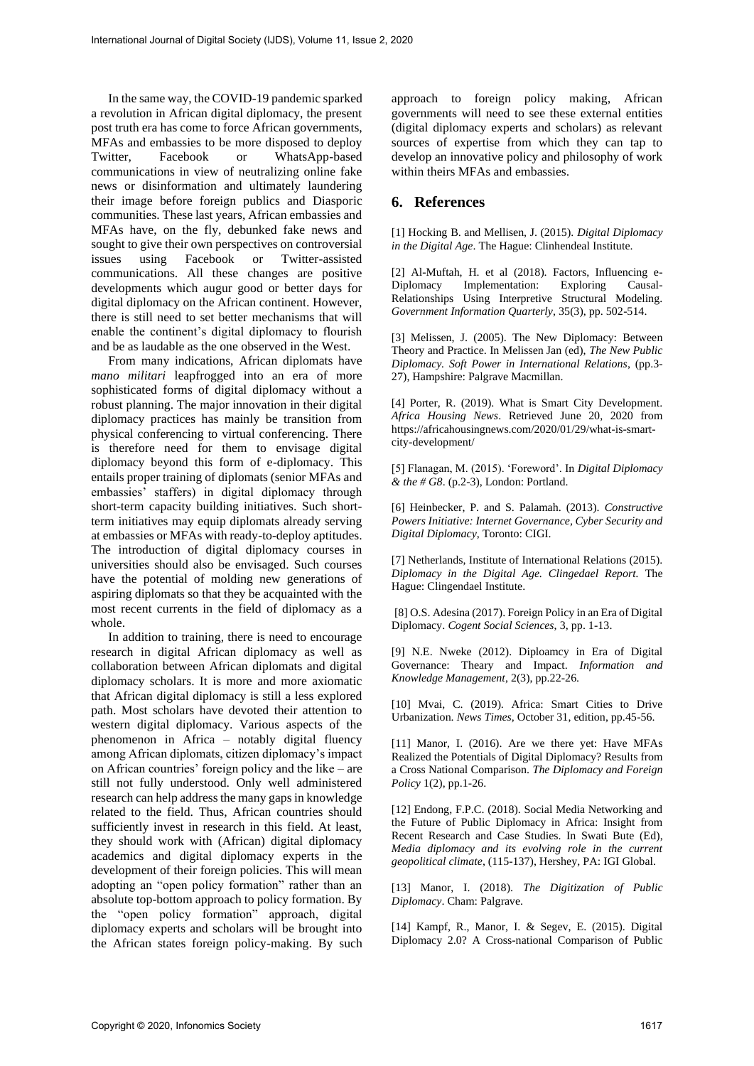In the same way, the COVID-19 pandemic sparked a revolution in African digital diplomacy, the present post truth era has come to force African governments, MFAs and embassies to be more disposed to deploy Twitter, Facebook or WhatsApp-based communications in view of neutralizing online fake news or disinformation and ultimately laundering their image before foreign publics and Diasporic communities. These last years, African embassies and MFAs have, on the fly, debunked fake news and sought to give their own perspectives on controversial issues using Facebook or Twitter-assisted communications. All these changes are positive developments which augur good or better days for digital diplomacy on the African continent. However, there is still need to set better mechanisms that will enable the continent's digital diplomacy to flourish and be as laudable as the one observed in the West.

From many indications, African diplomats have *mano militari* leapfrogged into an era of more sophisticated forms of digital diplomacy without a robust planning. The major innovation in their digital diplomacy practices has mainly be transition from physical conferencing to virtual conferencing. There is therefore need for them to envisage digital diplomacy beyond this form of e-diplomacy. This entails proper training of diplomats (senior MFAs and embassies' staffers) in digital diplomacy through short-term capacity building initiatives. Such short-term initiatives may equip diplomats already serving at embassies or MFAs with ready-to-deploy aptitudes. The introduction of digital diplomacy courses in universities should also be envisaged. Such courses have the potential of molding new generations of aspiring diplomats so that they be acquainted with the most recent currents in the field of diplomacy as a whole.

In addition to training, there is need to encourage research in digital African diplomacy as well as collaboration between African diplomats and digital diplomacy scholars. It is more and more axiomatic that African digital diplomacy is still a less explored path. Most scholars have devoted their attention to western digital diplomacy. Various aspects of the phenomenon in Africa – notably digital fluency among African diplomats, citizen diplomacy's impact on African countries' foreign policy and the like – are still not fully understood. Only well administered research can help address the many gaps in knowledge related to the field. Thus, African countries should sufficiently invest in research in this field. At least, they should work with (African) digital diplomacy academics and digital diplomacy experts in the development of their foreign policies. This will mean adopting an "open policy formation" rather than an absolute top-bottom approach to policy formation. By the "open policy formation" approach, digital diplomacy experts and scholars will be brought into the African states foreign policy-making. By such approach to foreign policy making, African governments will need to see these external entities (digital diplomacy experts and scholars) as relevant sources of expertise from which they can tap to develop an innovative policy and philosophy of work within theirs MFAs and embassies.

## 6. References

[1] Hocking B. and Mellisen, J. (2015). *Digital Diplomacy in the Digital Age*. The Hague: Clinhendeal Institute.

[2] Al-Muftah, H. et al (2018). Factors, Influencing e-Diplomacy Implementation: Exploring Causal-Relationships Using Interpretive Structural Modeling. *Government Information Quarterly*, 35(3), pp. 502-514.

[3] Melissen, J. (2005). The New Diplomacy: Between Theory and Practice. In Melissen Jan (ed), *The New Public Diplomacy. Soft Power in International Relations*, (pp.3-27), Hampshire: Palgrave Macmillan.

[4] Porter, R. (2019). What is Smart City Development. *Africa Housing News*. Retrieved June 20, 2020 from https://africahousingnews.com/2020/01/29/what-is-smart-city-development/

[5] Flanagan, M. (2015). 'Foreword'. In *Digital Diplomacy & the # G8*. (p.2-3), London: Portland.

[6] Heinbecker, P. and S. Palamah. (2013). *Constructive Powers Initiative: Internet Governance, Cyber Security and Digital Diplomacy*, Toronto: CIGI.

[7] Netherlands, Institute of International Relations (2015). *Diplomacy in the Digital Age. Clingedael Report.* The Hague: Clingendael Institute.

[8] O.S. Adesina (2017). Foreign Policy in an Era of Digital Diplomacy. *Cogent Social Sciences*, 3, pp. 1-13.

[9] N.E. Nweke (2012). Diploamcy in Era of Digital Governance: Theary and Impact. *Information and Knowledge Management*, 2(3), pp.22-26.

[10] Mvai, C. (2019). Africa: Smart Cities to Drive Urbanization. *News Times*, October 31, edition, pp.45-56.

[11] Manor, I. (2016). Are we there yet: Have MFAs Realized the Potentials of Digital Diplomacy? Results from a Cross National Comparison. *The Diplomacy and Foreign Policy* 1(2), pp.1-26.

[12] Endong, F.P.C. (2018). Social Media Networking and the Future of Public Diplomacy in Africa: Insight from Recent Research and Case Studies. In Swati Bute (Ed), *Media diplomacy and its evolving role in the current geopolitical climate*, (115-137), Hershey, PA: IGI Global.

[13] Manor, I. (2018). *The Digitization of Public Diplomacy*. Cham: Palgrave.

[14] Kampf, R., Manor, I. & Segev, E. (2015). Digital Diplomacy 2.0? A Cross-national Comparison of Public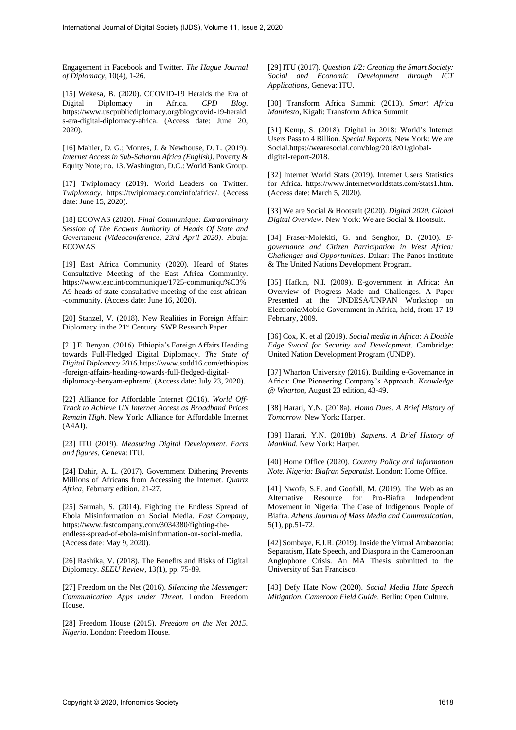Engagement in Facebook and Twitter. *The Hague Journal of Diplomacy*, 10(4), 1-26.

[15] Wekesa, B. (2020). CCOVID-19 Heralds the Era of Digital Diplomacy in Africa. *CPD Blog*. https://www.uscpublicdiplomacy.org/blog/covid-19-heralds-era-digital-diplomacy-africa. (Access date: June 20, 2020).

[16] Mahler, D. G.; Montes, J. & Newhouse, D. L. (2019). *Internet Access in Sub-Saharan Africa (English)*. Poverty & Equity Note; no. 13. Washington, D.C.: World Bank Group.

[17] Twiplomacy (2019). World Leaders on Twitter. *Twiplomacy*. https://twiplomacy.com/info/africa/. (Access date: June 15, 2020).

[18] ECOWAS (2020). *Final Communique: Extraordinary Session of The Ecowas Authority of Heads Of State and Government (Videoconference, 23rd April 2020)*. Abuja: ECOWAS

[19] East Africa Community (2020). Heard of States Consultative Meeting of the East Africa Community. https://www.eac.int/communique/1725-communiqu%C3%A9-heads-of-state-consultative-meeting-of-the-east-african-community. (Access date: June 16, 2020).

[20] Stanzel, V. (2018). New Realities in Foreign Affair: Diplomacy in the 21st Century. SWP Research Paper.

[21] E. Benyan. (2016). Ethiopia's Foreign Affairs Heading towards Full-Fledged Digital Diplomacy. *The State of Digital Diplomacy 2016*.https://www.sodd16.com/ethiopias-foreign-affairs-heading-towards-full-fledged-digital-diplomacy-benyam-ephrem/. (Access date: July 23, 2020).

[22] Alliance for Affordable Internet (2016). *World Off-Track to Achieve UN Internet Access as Broadband Prices Remain High*. New York: Alliance for Affordable Internet (A4AI).

[23] ITU (2019). *Measuring Digital Development. Facts and figures*, Geneva: ITU.

[24] Dahir, A. L. (2017). Government Dithering Prevents Millions of Africans from Accessing the Internet. *Quartz Africa*, February edition. 21-27.

[25] Sarmah, S. (2014). Fighting the Endless Spread of Ebola Misinformation on Social Media. *Fast Company*, https://www.fastcompany.com/3034380/fighting-the-endless-spread-of-ebola-misinformation-on-social-media. (Access date: May 9, 2020).

[26] Rashika, V. (2018). The Benefits and Risks of Digital Diplomacy. *SEEU Review*, 13(1), pp. 75-89.

[27] Freedom on the Net (2016). *Silencing the Messenger: Communication Apps under Threat*. London: Freedom House.

[28] Freedom House (2015). *Freedom on the Net 2015. Nigeria*. London: Freedom House.

[29] ITU (2017). *Question 1/2: Creating the Smart Society: Social and Economic Development through ICT Applications*, Geneva: ITU.

[30] Transform Africa Summit (2013). *Smart Africa Manifesto*, Kigali: Transform Africa Summit.

[31] Kemp, S. (2018). Digital in 2018: World's Internet Users Pass to 4 Billion. *Special Reports*, New York: We are Social.https://wearesocial.com/blog/2018/01/global-digital-report-2018.

[32] Internet World Stats (2019). Internet Users Statistics for Africa. https://www.internetworldstats.com/stats1.htm. (Access date: March 5, 2020).

[33] We are Social & Hootsuit (2020). *Digital 2020. Global Digital Overview*. New York: We are Social & Hootsuit.

[34] Fraser-Molekiti, G. and Senghor, D. (2010). *E-governance and Citizen Participation in West Africa: Challenges and Opportunities*. Dakar: The Panos Institute & The United Nations Development Program.

[35] Hafkin, N.I. (2009). E-government in Africa: An Overview of Progress Made and Challenges. A Paper Presented at the UNDESA/UNPAN Workshop on Electronic/Mobile Government in Africa, held, from 17-19 February, 2009.

[36] Cox, K. et al (2019). *Social media in Africa: A Double Edge Sword for Security and Development.* Cambridge: United Nation Development Program (UNDP).

[37] Wharton University (2016). Building e-Governance in Africa: One Pioneering Company's Approach. *Knowledge @ Wharton*, August 23 edition, 43-49.

[38] Harari, Y.N. (2018a). *Homo Dues. A Brief History of Tomorrow*. New York: Harper.

[39] Harari, Y.N. (2018b). *Sapiens. A Brief History of Mankind*. New York: Harper.

[40] Home Office (2020). *Country Policy and Information Note. Nigeria: Biafran Separatist*. London: Home Office.

[41] Nwofe, S.E. and Goofall, M. (2019). The Web as an Alternative Resource for Pro-Biafra Independent Movement in Nigeria: The Case of Indigenous People of Biafra. *Athens Journal of Mass Media and Communication*, 5(1), pp.51-72.

[42] Sombaye, E.J.R. (2019). Inside the Virtual Ambazonia: Separatism, Hate Speech, and Diaspora in the Cameroonian Anglophone Crisis. An MA Thesis submitted to the University of San Francisco.

[43] Defy Hate Now (2020). *Social Media Hate Speech Mitigation. Cameroon Field Guide*. Berlin: Open Culture.